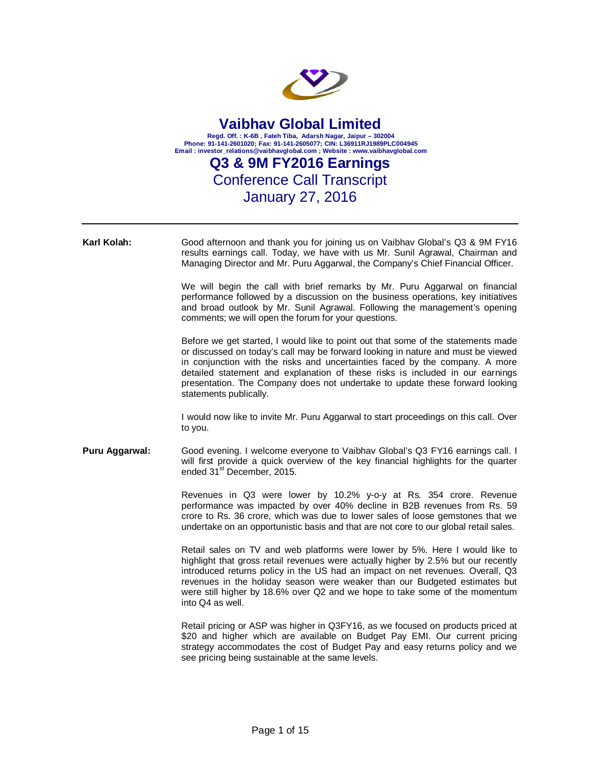# Vaibhav Global Limited

**Regd. Off. : K-6B , Fateh Tiba, Adarsh Nagar, Jaipur – 302004**
**Phone: 91-141-2601020; Fax: 91-141-2605077; CIN: L36911RJ1989PLC004945**
**Email : investor_relations@vaibhavglobal.com ; Website : www.vaibhavglobal.com**

## Q3 & 9M FY2016 Earnings

Conference Call Transcript
January 27, 2016

---

**Karl Kolah:** Good afternoon and thank you for joining us on Vaibhav Global's Q3 & 9M FY16 results earnings call. Today, we have with us Mr. Sunil Agrawal, Chairman and Managing Director and Mr. Puru Aggarwal, the Company's Chief Financial Officer.

We will begin the call with brief remarks by Mr. Puru Aggarwal on financial performance followed by a discussion on the business operations, key initiatives and broad outlook by Mr. Sunil Agrawal. Following the management's opening comments; we will open the forum for your questions.

Before we get started, I would like to point out that some of the statements made or discussed on today's call may be forward looking in nature and must be viewed in conjunction with the risks and uncertainties faced by the company. A more detailed statement and explanation of these risks is included in our earnings presentation. The Company does not undertake to update these forward looking statements publically.

I would now like to invite Mr. Puru Aggarwal to start proceedings on this call. Over to you.

**Puru Aggarwal:** Good evening. I welcome everyone to Vaibhav Global's Q3 FY16 earnings call. I will first provide a quick overview of the key financial highlights for the quarter ended 31st December, 2015.

Revenues in Q3 were lower by 10.2% y-o-y at Rs. 354 crore. Revenue performance was impacted by over 40% decline in B2B revenues from Rs. 59 crore to Rs. 36 crore, which was due to lower sales of loose gemstones that we undertake on an opportunistic basis and that are not core to our global retail sales.

Retail sales on TV and web platforms were lower by 5%. Here I would like to highlight that gross retail revenues were actually higher by 2.5% but our recently introduced returns policy in the US had an impact on net revenues. Overall, Q3 revenues in the holiday season were weaker than our Budgeted estimates but were still higher by 18.6% over Q2 and we hope to take some of the momentum into Q4 as well.

Retail pricing or ASP was higher in Q3FY16, as we focused on products priced at $20 and higher which are available on Budget Pay EMI. Our current pricing strategy accommodates the cost of Budget Pay and easy returns policy and we see pricing being sustainable at the same levels.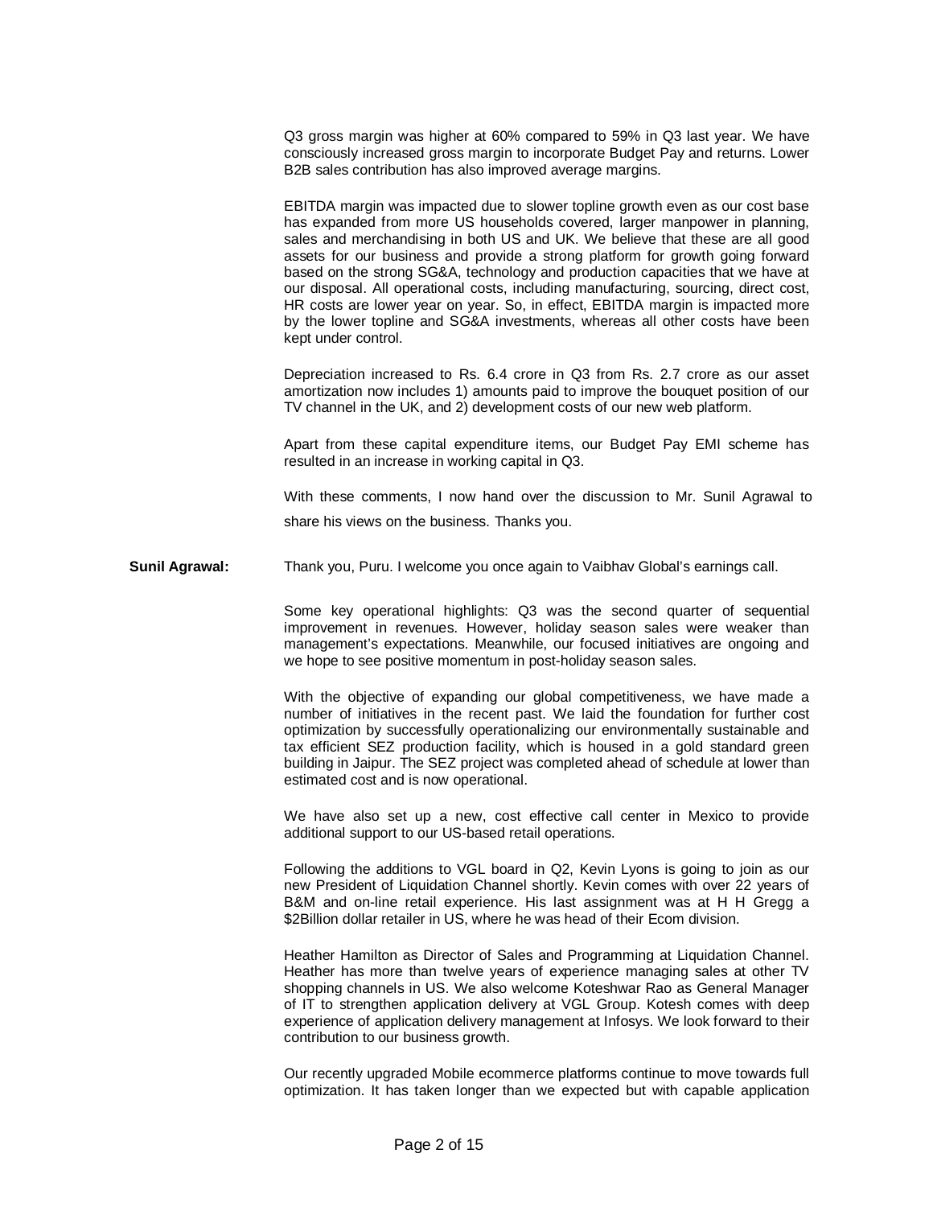Q3 gross margin was higher at 60% compared to 59% in Q3 last year. We have consciously increased gross margin to incorporate Budget Pay and returns. Lower B2B sales contribution has also improved average margins.

EBITDA margin was impacted due to slower topline growth even as our cost base has expanded from more US households covered, larger manpower in planning, sales and merchandising in both US and UK. We believe that these are all good assets for our business and provide a strong platform for growth going forward based on the strong SG&A, technology and production capacities that we have at our disposal. All operational costs, including manufacturing, sourcing, direct cost, HR costs are lower year on year. So, in effect, EBITDA margin is impacted more by the lower topline and SG&A investments, whereas all other costs have been kept under control.

Depreciation increased to Rs. 6.4 crore in Q3 from Rs. 2.7 crore as our asset amortization now includes 1) amounts paid to improve the bouquet position of our TV channel in the UK, and 2) development costs of our new web platform.

Apart from these capital expenditure items, our Budget Pay EMI scheme has resulted in an increase in working capital in Q3.

With these comments, I now hand over the discussion to Mr. Sunil Agrawal to share his views on the business. Thanks you.

**Sunil Agrawal:** Thank you, Puru. I welcome you once again to Vaibhav Global's earnings call.

Some key operational highlights: Q3 was the second quarter of sequential improvement in revenues. However, holiday season sales were weaker than management's expectations. Meanwhile, our focused initiatives are ongoing and we hope to see positive momentum in post-holiday season sales.

With the objective of expanding our global competitiveness, we have made a number of initiatives in the recent past. We laid the foundation for further cost optimization by successfully operationalizing our environmentally sustainable and tax efficient SEZ production facility, which is housed in a gold standard green building in Jaipur. The SEZ project was completed ahead of schedule at lower than estimated cost and is now operational.

We have also set up a new, cost effective call center in Mexico to provide additional support to our US-based retail operations.

Following the additions to VGL board in Q2, Kevin Lyons is going to join as our new President of Liquidation Channel shortly. Kevin comes with over 22 years of B&M and on-line retail experience. His last assignment was at H H Gregg a $2Billion dollar retailer in US, where he was head of their Ecom division.

Heather Hamilton as Director of Sales and Programming at Liquidation Channel. Heather has more than twelve years of experience managing sales at other TV shopping channels in US. We also welcome Koteshwar Rao as General Manager of IT to strengthen application delivery at VGL Group. Kotesh comes with deep experience of application delivery management at Infosys. We look forward to their contribution to our business growth.

Our recently upgraded Mobile ecommerce platforms continue to move towards full optimization. It has taken longer than we expected but with capable application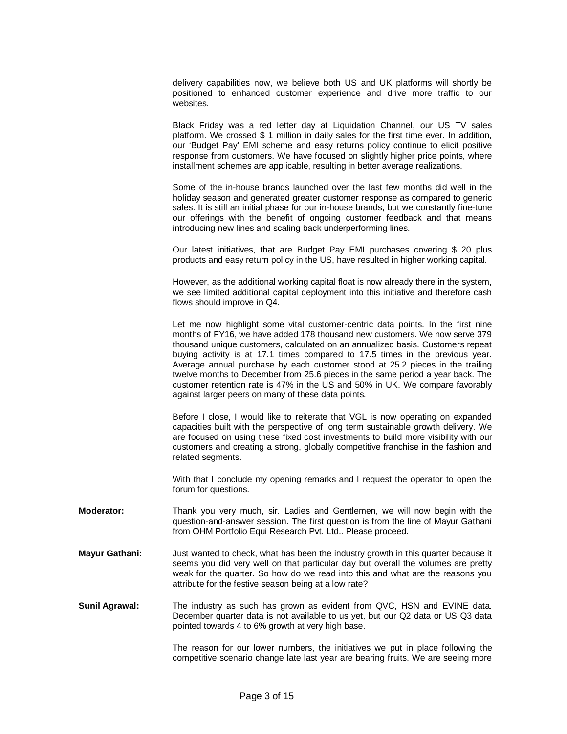delivery capabilities now, we believe both US and UK platforms will shortly be positioned to enhanced customer experience and drive more traffic to our websites.

Black Friday was a red letter day at Liquidation Channel, our US TV sales platform. We crossed $ 1 million in daily sales for the first time ever. In addition, our 'Budget Pay' EMI scheme and easy returns policy continue to elicit positive response from customers. We have focused on slightly higher price points, where installment schemes are applicable, resulting in better average realizations.

Some of the in-house brands launched over the last few months did well in the holiday season and generated greater customer response as compared to generic sales. It is still an initial phase for our in-house brands, but we constantly fine-tune our offerings with the benefit of ongoing customer feedback and that means introducing new lines and scaling back underperforming lines.

Our latest initiatives, that are Budget Pay EMI purchases covering $ 20 plus products and easy return policy in the US, have resulted in higher working capital.

However, as the additional working capital float is now already there in the system, we see limited additional capital deployment into this initiative and therefore cash flows should improve in Q4.

Let me now highlight some vital customer-centric data points. In the first nine months of FY16, we have added 178 thousand new customers. We now serve 379 thousand unique customers, calculated on an annualized basis. Customers repeat buying activity is at 17.1 times compared to 17.5 times in the previous year. Average annual purchase by each customer stood at 25.2 pieces in the trailing twelve months to December from 25.6 pieces in the same period a year back. The customer retention rate is 47% in the US and 50% in UK. We compare favorably against larger peers on many of these data points.

Before I close, I would like to reiterate that VGL is now operating on expanded capacities built with the perspective of long term sustainable growth delivery. We are focused on using these fixed cost investments to build more visibility with our customers and creating a strong, globally competitive franchise in the fashion and related segments.

With that I conclude my opening remarks and I request the operator to open the forum for questions.

**Moderator:** Thank you very much, sir. Ladies and Gentlemen, we will now begin with the question-and-answer session. The first question is from the line of Mayur Gathani from OHM Portfolio Equi Research Pvt. Ltd.. Please proceed.

**Mayur Gathani:** Just wanted to check, what has been the industry growth in this quarter because it seems you did very well on that particular day but overall the volumes are pretty weak for the quarter. So how do we read into this and what are the reasons you attribute for the festive season being at a low rate?

**Sunil Agrawal:** The industry as such has grown as evident from QVC, HSN and EVINE data. December quarter data is not available to us yet, but our Q2 data or US Q3 data pointed towards 4 to 6% growth at very high base.

The reason for our lower numbers, the initiatives we put in place following the competitive scenario change late last year are bearing fruits. We are seeing more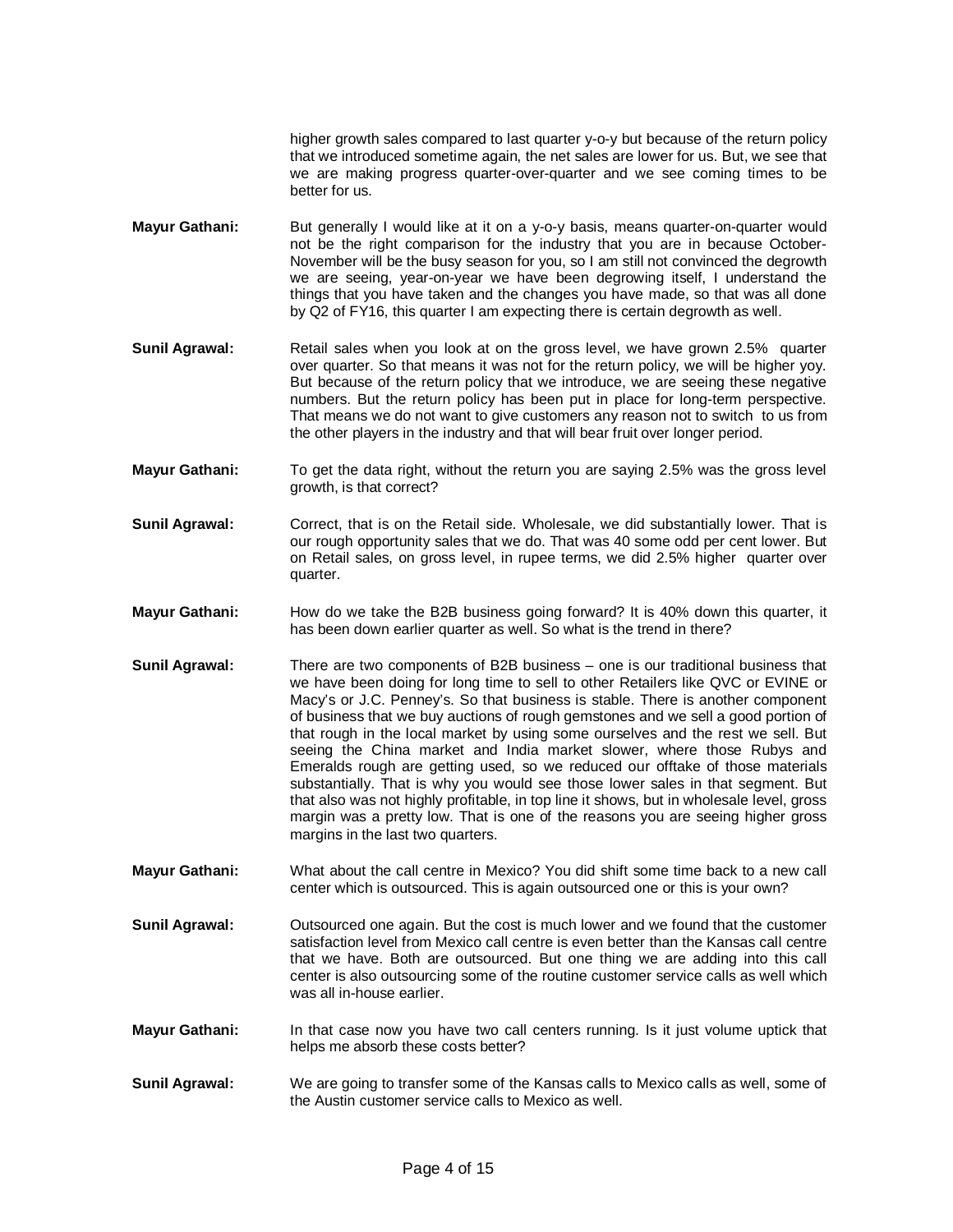higher growth sales compared to last quarter y-o-y but because of the return policy that we introduced sometime again, the net sales are lower for us. But, we see that we are making progress quarter-over-quarter and we see coming times to be better for us.

**Mayur Gathani:** But generally I would like at it on a y-o-y basis, means quarter-on-quarter would not be the right comparison for the industry that you are in because October-November will be the busy season for you, so I am still not convinced the degrowth we are seeing, year-on-year we have been degrowing itself, I understand the things that you have taken and the changes you have made, so that was all done by Q2 of FY16, this quarter I am expecting there is certain degrowth as well.

**Sunil Agrawal:** Retail sales when you look at on the gross level, we have grown 2.5% quarter over quarter. So that means it was not for the return policy, we will be higher yoy. But because of the return policy that we introduce, we are seeing these negative numbers. But the return policy has been put in place for long-term perspective. That means we do not want to give customers any reason not to switch to us from the other players in the industry and that will bear fruit over longer period.

**Mayur Gathani:** To get the data right, without the return you are saying 2.5% was the gross level growth, is that correct?

**Sunil Agrawal:** Correct, that is on the Retail side. Wholesale, we did substantially lower. That is our rough opportunity sales that we do. That was 40 some odd per cent lower. But on Retail sales, on gross level, in rupee terms, we did 2.5% higher quarter over quarter.

**Mayur Gathani:** How do we take the B2B business going forward? It is 40% down this quarter, it has been down earlier quarter as well. So what is the trend in there?

**Sunil Agrawal:** There are two components of B2B business – one is our traditional business that we have been doing for long time to sell to other Retailers like QVC or EVINE or Macy's or J.C. Penney's. So that business is stable. There is another component of business that we buy auctions of rough gemstones and we sell a good portion of that rough in the local market by using some ourselves and the rest we sell. But seeing the China market and India market slower, where those Rubys and Emeralds rough are getting used, so we reduced our offtake of those materials substantially. That is why you would see those lower sales in that segment. But that also was not highly profitable, in top line it shows, but in wholesale level, gross margin was a pretty low. That is one of the reasons you are seeing higher gross margins in the last two quarters.

**Mayur Gathani:** What about the call centre in Mexico? You did shift some time back to a new call center which is outsourced. This is again outsourced one or this is your own?

**Sunil Agrawal:** Outsourced one again. But the cost is much lower and we found that the customer satisfaction level from Mexico call centre is even better than the Kansas call centre that we have. Both are outsourced. But one thing we are adding into this call center is also outsourcing some of the routine customer service calls as well which was all in-house earlier.

**Mayur Gathani:** In that case now you have two call centers running. Is it just volume uptick that helps me absorb these costs better?

**Sunil Agrawal:** We are going to transfer some of the Kansas calls to Mexico calls as well, some of the Austin customer service calls to Mexico as well.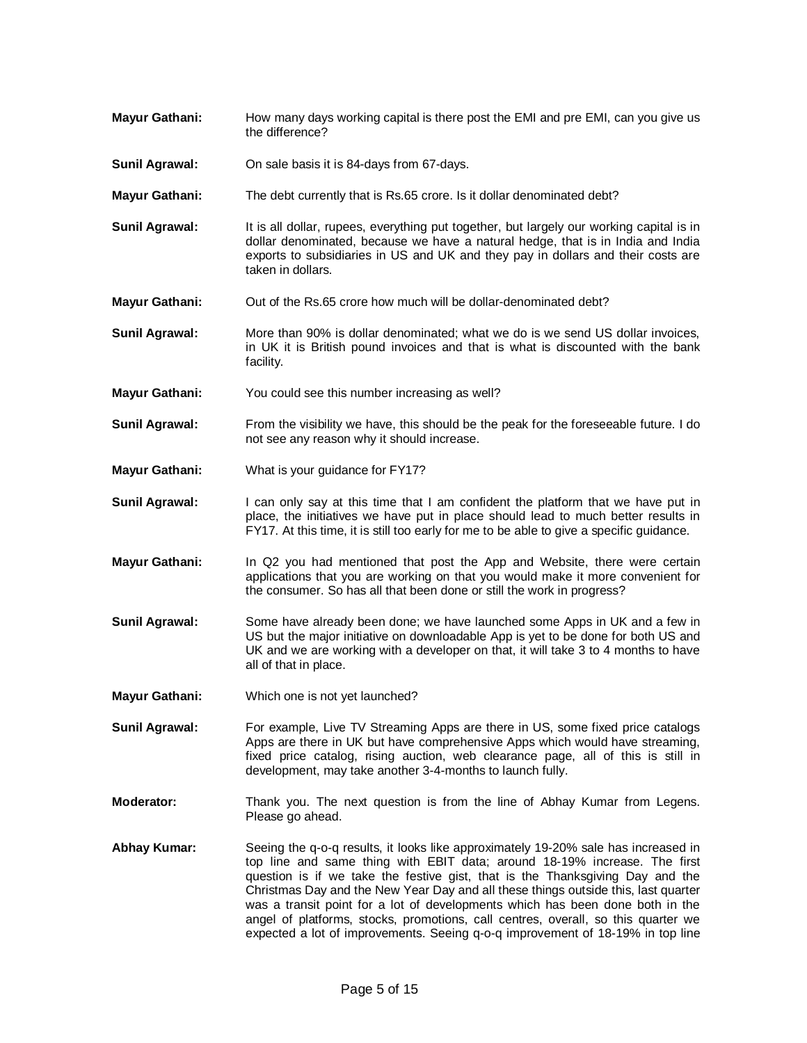**Mayur Gathani:** How many days working capital is there post the EMI and pre EMI, can you give us the difference?

**Sunil Agrawal:** On sale basis it is 84-days from 67-days.

**Mayur Gathani:** The debt currently that is Rs.65 crore. Is it dollar denominated debt?

**Sunil Agrawal:** It is all dollar, rupees, everything put together, but largely our working capital is in dollar denominated, because we have a natural hedge, that is in India and India exports to subsidiaries in US and UK and they pay in dollars and their costs are taken in dollars.

**Mayur Gathani:** Out of the Rs.65 crore how much will be dollar-denominated debt?

**Sunil Agrawal:** More than 90% is dollar denominated; what we do is we send US dollar invoices, in UK it is British pound invoices and that is what is discounted with the bank facility.

**Mayur Gathani:** You could see this number increasing as well?

**Sunil Agrawal:** From the visibility we have, this should be the peak for the foreseeable future. I do not see any reason why it should increase.

**Mayur Gathani:** What is your guidance for FY17?

**Sunil Agrawal:** I can only say at this time that I am confident the platform that we have put in place, the initiatives we have put in place should lead to much better results in FY17. At this time, it is still too early for me to be able to give a specific guidance.

**Mayur Gathani:** In Q2 you had mentioned that post the App and Website, there were certain applications that you are working on that you would make it more convenient for the consumer. So has all that been done or still the work in progress?

**Sunil Agrawal:** Some have already been done; we have launched some Apps in UK and a few in US but the major initiative on downloadable App is yet to be done for both US and UK and we are working with a developer on that, it will take 3 to 4 months to have all of that in place.

**Mayur Gathani:** Which one is not yet launched?

**Sunil Agrawal:** For example, Live TV Streaming Apps are there in US, some fixed price catalogs Apps are there in UK but have comprehensive Apps which would have streaming, fixed price catalog, rising auction, web clearance page, all of this is still in development, may take another 3-4-months to launch fully.

**Moderator:** Thank you. The next question is from the line of Abhay Kumar from Legens. Please go ahead.

**Abhay Kumar:** Seeing the q-o-q results, it looks like approximately 19-20% sale has increased in top line and same thing with EBIT data; around 18-19% increase. The first question is if we take the festive gist, that is the Thanksgiving Day and the Christmas Day and the New Year Day and all these things outside this, last quarter was a transit point for a lot of developments which has been done both in the angel of platforms, stocks, promotions, call centres, overall, so this quarter we expected a lot of improvements. Seeing q-o-q improvement of 18-19% in top line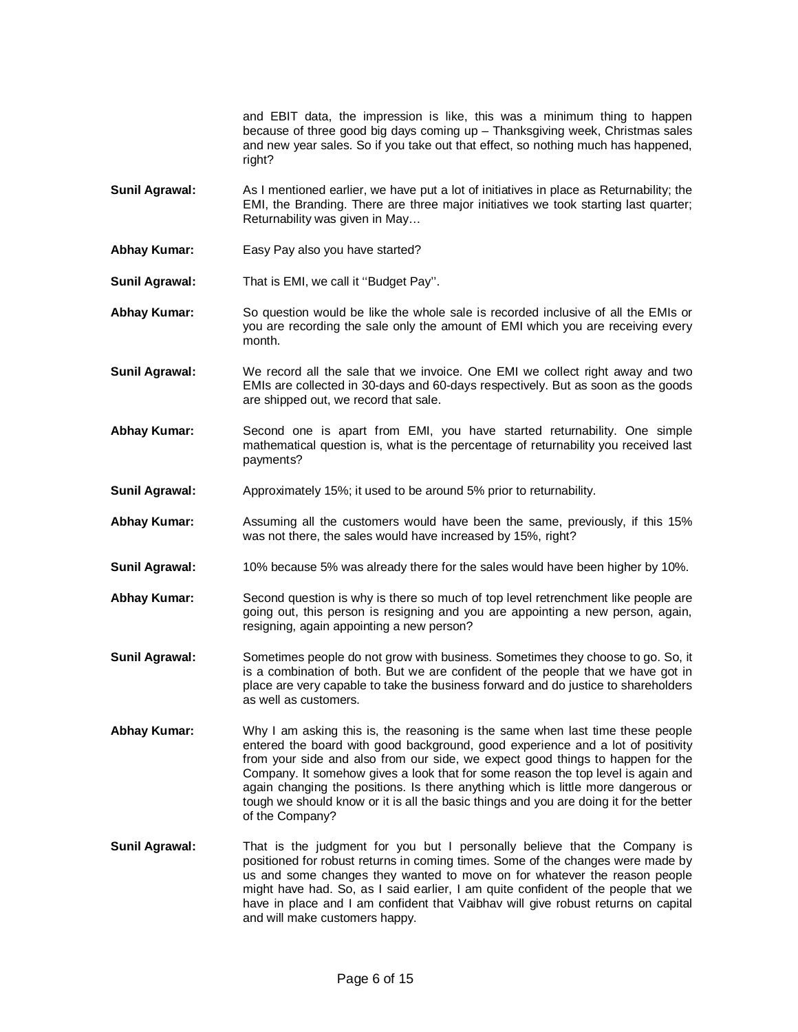and EBIT data, the impression is like, this was a minimum thing to happen because of three good big days coming up – Thanksgiving week, Christmas sales and new year sales. So if you take out that effect, so nothing much has happened, right?

**Sunil Agrawal:** As I mentioned earlier, we have put a lot of initiatives in place as Returnability; the EMI, the Branding. There are three major initiatives we took starting last quarter; Returnability was given in May…

**Abhay Kumar:** Easy Pay also you have started?

**Sunil Agrawal:** That is EMI, we call it ''Budget Pay''.

**Abhay Kumar:** So question would be like the whole sale is recorded inclusive of all the EMIs or you are recording the sale only the amount of EMI which you are receiving every month.

**Sunil Agrawal:** We record all the sale that we invoice. One EMI we collect right away and two EMIs are collected in 30-days and 60-days respectively. But as soon as the goods are shipped out, we record that sale.

**Abhay Kumar:** Second one is apart from EMI, you have started returnability. One simple mathematical question is, what is the percentage of returnability you received last payments?

**Sunil Agrawal:** Approximately 15%; it used to be around 5% prior to returnability.

**Abhay Kumar:** Assuming all the customers would have been the same, previously, if this 15% was not there, the sales would have increased by 15%, right?

**Sunil Agrawal:** 10% because 5% was already there for the sales would have been higher by 10%.

**Abhay Kumar:** Second question is why is there so much of top level retrenchment like people are going out, this person is resigning and you are appointing a new person, again, resigning, again appointing a new person?

**Sunil Agrawal:** Sometimes people do not grow with business. Sometimes they choose to go. So, it is a combination of both. But we are confident of the people that we have got in place are very capable to take the business forward and do justice to shareholders as well as customers.

**Abhay Kumar:** Why I am asking this is, the reasoning is the same when last time these people entered the board with good background, good experience and a lot of positivity from your side and also from our side, we expect good things to happen for the Company. It somehow gives a look that for some reason the top level is again and again changing the positions. Is there anything which is little more dangerous or tough we should know or it is all the basic things and you are doing it for the better of the Company?

**Sunil Agrawal:** That is the judgment for you but I personally believe that the Company is positioned for robust returns in coming times. Some of the changes were made by us and some changes they wanted to move on for whatever the reason people might have had. So, as I said earlier, I am quite confident of the people that we have in place and I am confident that Vaibhav will give robust returns on capital and will make customers happy.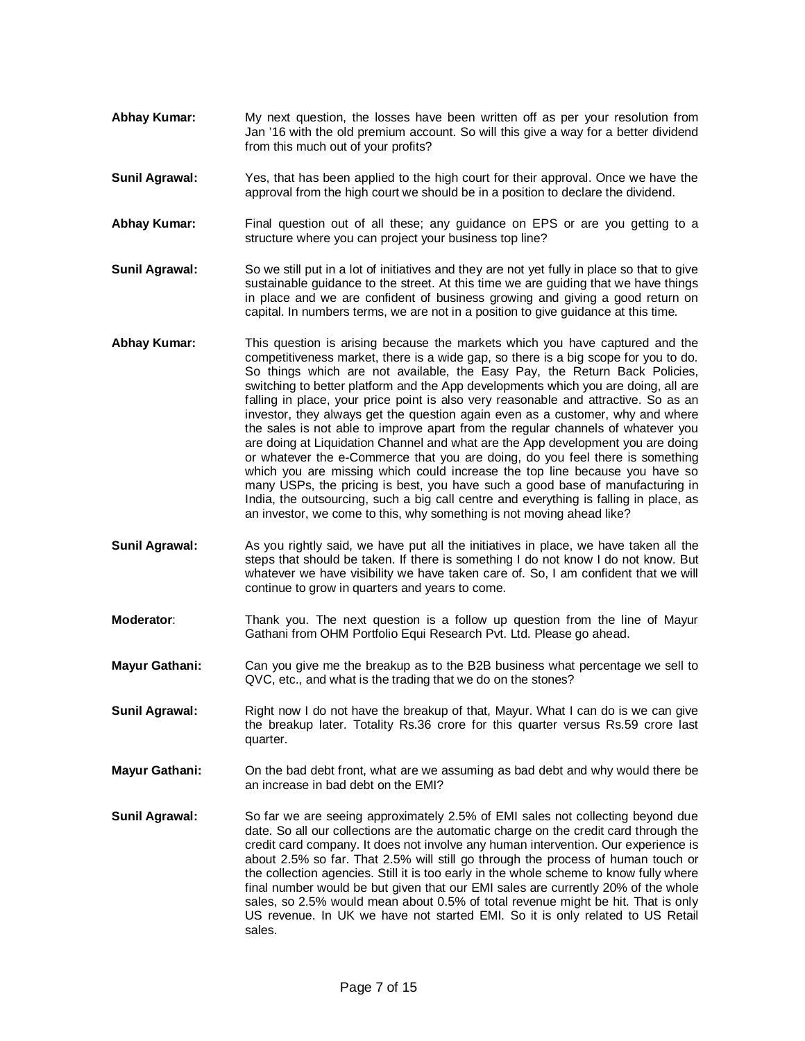**Abhay Kumar:** My next question, the losses have been written off as per your resolution from Jan '16 with the old premium account. So will this give a way for a better dividend from this much out of your profits?

**Sunil Agrawal:** Yes, that has been applied to the high court for their approval. Once we have the approval from the high court we should be in a position to declare the dividend.

**Abhay Kumar:** Final question out of all these; any guidance on EPS or are you getting to a structure where you can project your business top line?

**Sunil Agrawal:** So we still put in a lot of initiatives and they are not yet fully in place so that to give sustainable guidance to the street. At this time we are guiding that we have things in place and we are confident of business growing and giving a good return on capital. In numbers terms, we are not in a position to give guidance at this time.

**Abhay Kumar:** This question is arising because the markets which you have captured and the competitiveness market, there is a wide gap, so there is a big scope for you to do. So things which are not available, the Easy Pay, the Return Back Policies, switching to better platform and the App developments which you are doing, all are falling in place, your price point is also very reasonable and attractive. So as an investor, they always get the question again even as a customer, why and where the sales is not able to improve apart from the regular channels of whatever you are doing at Liquidation Channel and what are the App development you are doing or whatever the e-Commerce that you are doing, do you feel there is something which you are missing which could increase the top line because you have so many USPs, the pricing is best, you have such a good base of manufacturing in India, the outsourcing, such a big call centre and everything is falling in place, as an investor, we come to this, why something is not moving ahead like?

**Sunil Agrawal:** As you rightly said, we have put all the initiatives in place, we have taken all the steps that should be taken. If there is something I do not know I do not know. But whatever we have visibility we have taken care of. So, I am confident that we will continue to grow in quarters and years to come.

**Moderator**: Thank you. The next question is a follow up question from the line of Mayur Gathani from OHM Portfolio Equi Research Pvt. Ltd. Please go ahead.

**Mayur Gathani:** Can you give me the breakup as to the B2B business what percentage we sell to QVC, etc., and what is the trading that we do on the stones?

**Sunil Agrawal:** Right now I do not have the breakup of that, Mayur. What I can do is we can give the breakup later. Totality Rs.36 crore for this quarter versus Rs.59 crore last quarter.

**Mayur Gathani:** On the bad debt front, what are we assuming as bad debt and why would there be an increase in bad debt on the EMI?

**Sunil Agrawal:** So far we are seeing approximately 2.5% of EMI sales not collecting beyond due date. So all our collections are the automatic charge on the credit card through the credit card company. It does not involve any human intervention. Our experience is about 2.5% so far. That 2.5% will still go through the process of human touch or the collection agencies. Still it is too early in the whole scheme to know fully where final number would be but given that our EMI sales are currently 20% of the whole sales, so 2.5% would mean about 0.5% of total revenue might be hit. That is only US revenue. In UK we have not started EMI. So it is only related to US Retail sales.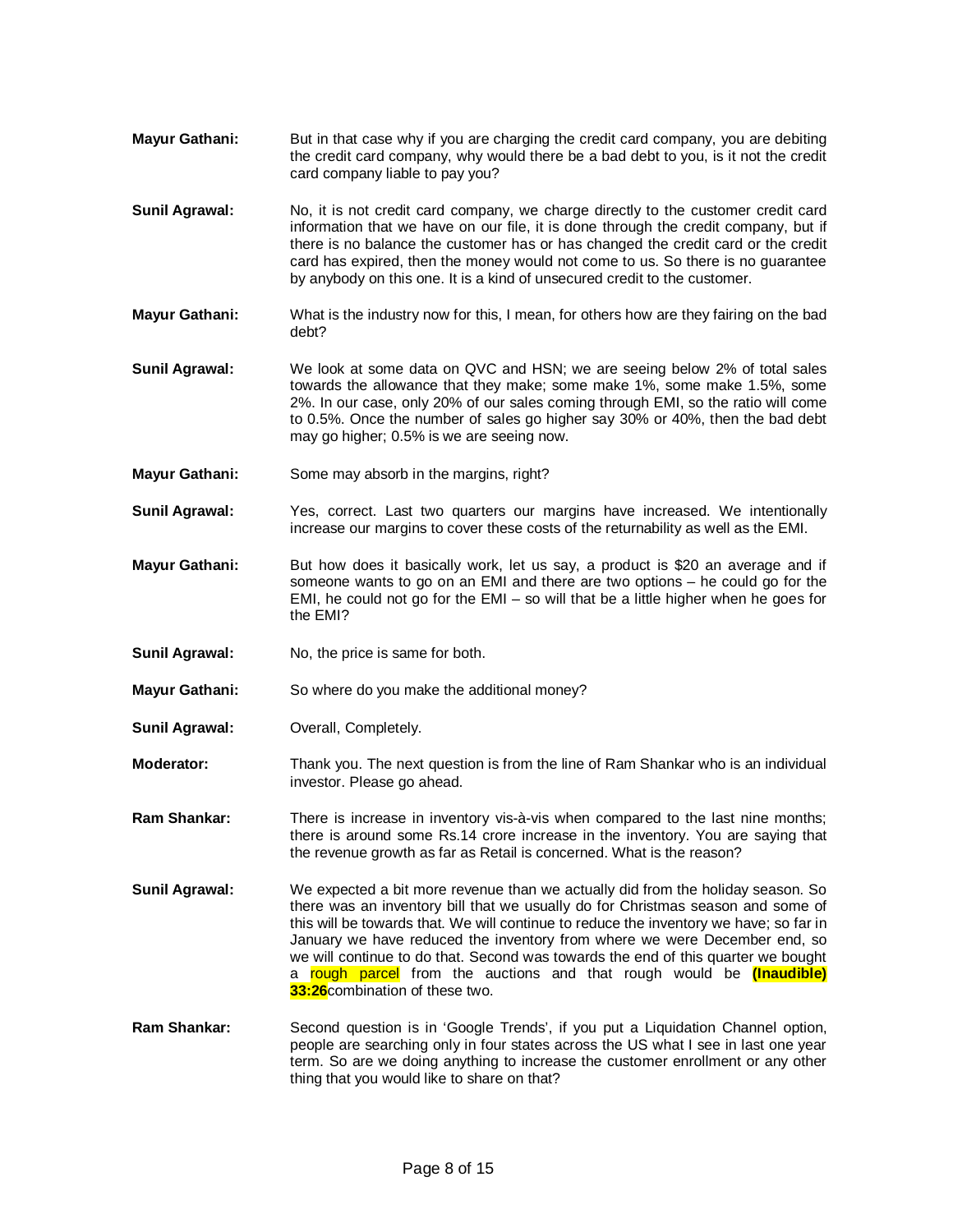**Mayur Gathani:** But in that case why if you are charging the credit card company, you are debiting the credit card company, why would there be a bad debt to you, is it not the credit card company liable to pay you?

**Sunil Agrawal:** No, it is not credit card company, we charge directly to the customer credit card information that we have on our file, it is done through the credit company, but if there is no balance the customer has or has changed the credit card or the credit card has expired, then the money would not come to us. So there is no guarantee by anybody on this one. It is a kind of unsecured credit to the customer.

**Mayur Gathani:** What is the industry now for this, I mean, for others how are they fairing on the bad debt?

**Sunil Agrawal:** We look at some data on QVC and HSN; we are seeing below 2% of total sales towards the allowance that they make; some make 1%, some make 1.5%, some 2%. In our case, only 20% of our sales coming through EMI, so the ratio will come to 0.5%. Once the number of sales go higher say 30% or 40%, then the bad debt may go higher; 0.5% is we are seeing now.

**Mayur Gathani:** Some may absorb in the margins, right?

**Sunil Agrawal:** Yes, correct. Last two quarters our margins have increased. We intentionally increase our margins to cover these costs of the returnability as well as the EMI.

**Mayur Gathani:** But how does it basically work, let us say, a product is $20 an average and if someone wants to go on an EMI and there are two options – he could go for the EMI, he could not go for the EMI – so will that be a little higher when he goes for the EMI?

**Sunil Agrawal:** No, the price is same for both.

**Mayur Gathani:** So where do you make the additional money?

**Sunil Agrawal:** Overall, Completely.

**Moderator:** Thank you. The next question is from the line of Ram Shankar who is an individual investor. Please go ahead.

**Ram Shankar:** There is increase in inventory vis-à-vis when compared to the last nine months; there is around some Rs.14 crore increase in the inventory. You are saying that the revenue growth as far as Retail is concerned. What is the reason?

**Sunil Agrawal:** We expected a bit more revenue than we actually did from the holiday season. So there was an inventory bill that we usually do for Christmas season and some of this will be towards that. We will continue to reduce the inventory we have; so far in January we have reduced the inventory from where we were December end, so we will continue to do that. Second was towards the end of this quarter we bought a rough parcel from the auctions and that rough would be **(Inaudible) 33:26** combination of these two.

**Ram Shankar:** Second question is in 'Google Trends', if you put a Liquidation Channel option, people are searching only in four states across the US what I see in last one year term. So are we doing anything to increase the customer enrollment or any other thing that you would like to share on that?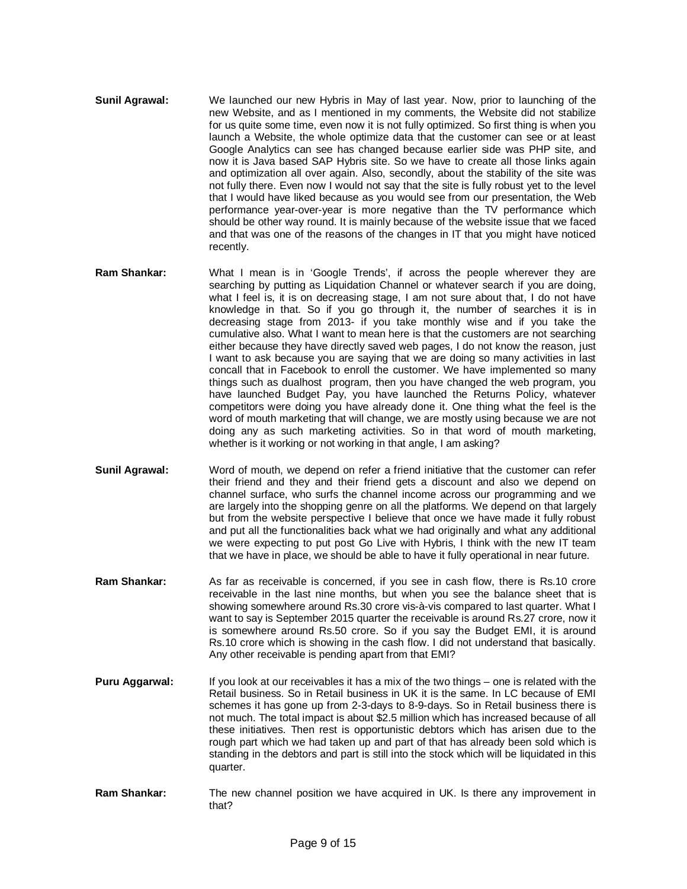**Sunil Agrawal:** We launched our new Hybris in May of last year. Now, prior to launching of the new Website, and as I mentioned in my comments, the Website did not stabilize for us quite some time, even now it is not fully optimized. So first thing is when you launch a Website, the whole optimize data that the customer can see or at least Google Analytics can see has changed because earlier side was PHP site, and now it is Java based SAP Hybris site. So we have to create all those links again and optimization all over again. Also, secondly, about the stability of the site was not fully there. Even now I would not say that the site is fully robust yet to the level that I would have liked because as you would see from our presentation, the Web performance year-over-year is more negative than the TV performance which should be other way round. It is mainly because of the website issue that we faced and that was one of the reasons of the changes in IT that you might have noticed recently.

**Ram Shankar:** What I mean is in 'Google Trends', if across the people wherever they are searching by putting as Liquidation Channel or whatever search if you are doing, what I feel is, it is on decreasing stage, I am not sure about that, I do not have knowledge in that. So if you go through it, the number of searches it is in decreasing stage from 2013- if you take monthly wise and if you take the cumulative also. What I want to mean here is that the customers are not searching either because they have directly saved web pages, I do not know the reason, just I want to ask because you are saying that we are doing so many activities in last concall that in Facebook to enroll the customer. We have implemented so many things such as dualhost program, then you have changed the web program, you have launched Budget Pay, you have launched the Returns Policy, whatever competitors were doing you have already done it. One thing what the feel is the word of mouth marketing that will change, we are mostly using because we are not doing any as such marketing activities. So in that word of mouth marketing, whether is it working or not working in that angle, I am asking?

**Sunil Agrawal:** Word of mouth, we depend on refer a friend initiative that the customer can refer their friend and they and their friend gets a discount and also we depend on channel surface, who surfs the channel income across our programming and we are largely into the shopping genre on all the platforms. We depend on that largely but from the website perspective I believe that once we have made it fully robust and put all the functionalities back what we had originally and what any additional we were expecting to put post Go Live with Hybris, I think with the new IT team that we have in place, we should be able to have it fully operational in near future.

**Ram Shankar:** As far as receivable is concerned, if you see in cash flow, there is Rs.10 crore receivable in the last nine months, but when you see the balance sheet that is showing somewhere around Rs.30 crore vis-à-vis compared to last quarter. What I want to say is September 2015 quarter the receivable is around Rs.27 crore, now it is somewhere around Rs.50 crore. So if you say the Budget EMI, it is around Rs.10 crore which is showing in the cash flow. I did not understand that basically. Any other receivable is pending apart from that EMI?

**Puru Aggarwal:** If you look at our receivables it has a mix of the two things – one is related with the Retail business. So in Retail business in UK it is the same. In LC because of EMI schemes it has gone up from 2-3-days to 8-9-days. So in Retail business there is not much. The total impact is about $2.5 million which has increased because of all these initiatives. Then rest is opportunistic debtors which has arisen due to the rough part which we had taken up and part of that has already been sold which is standing in the debtors and part is still into the stock which will be liquidated in this quarter.

**Ram Shankar:** The new channel position we have acquired in UK. Is there any improvement in that?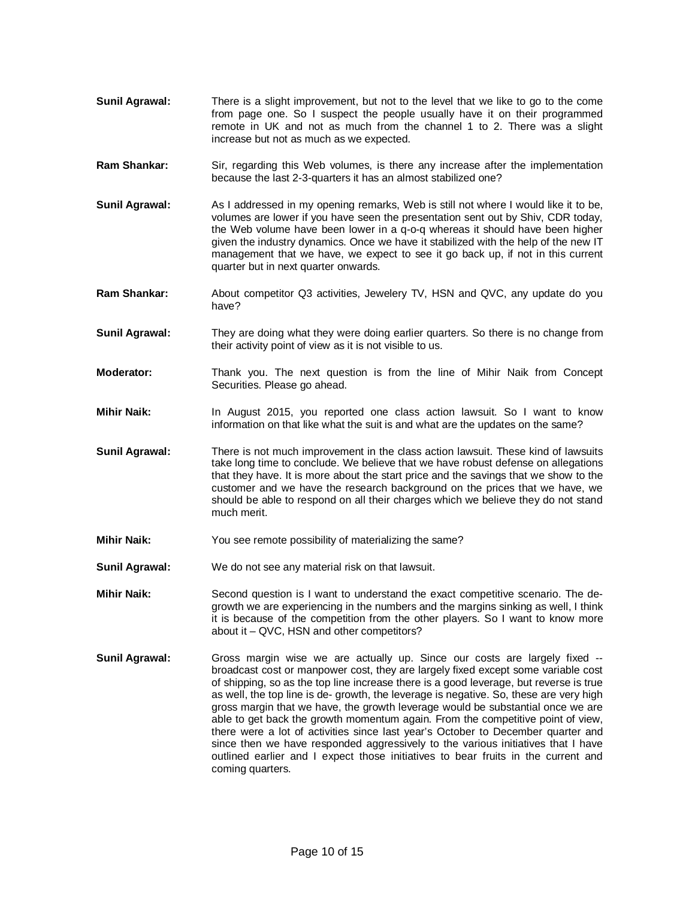**Sunil Agrawal:** There is a slight improvement, but not to the level that we like to go to the come from page one. So I suspect the people usually have it on their programmed remote in UK and not as much from the channel 1 to 2. There was a slight increase but not as much as we expected.

**Ram Shankar:** Sir, regarding this Web volumes, is there any increase after the implementation because the last 2-3-quarters it has an almost stabilized one?

**Sunil Agrawal:** As I addressed in my opening remarks, Web is still not where I would like it to be, volumes are lower if you have seen the presentation sent out by Shiv, CDR today, the Web volume have been lower in a q-o-q whereas it should have been higher given the industry dynamics. Once we have it stabilized with the help of the new IT management that we have, we expect to see it go back up, if not in this current quarter but in next quarter onwards.

**Ram Shankar:** About competitor Q3 activities, Jewelery TV, HSN and QVC, any update do you have?

**Sunil Agrawal:** They are doing what they were doing earlier quarters. So there is no change from their activity point of view as it is not visible to us.

**Moderator:** Thank you. The next question is from the line of Mihir Naik from Concept Securities. Please go ahead.

**Mihir Naik:** In August 2015, you reported one class action lawsuit. So I want to know information on that like what the suit is and what are the updates on the same?

**Sunil Agrawal:** There is not much improvement in the class action lawsuit. These kind of lawsuits take long time to conclude. We believe that we have robust defense on allegations that they have. It is more about the start price and the savings that we show to the customer and we have the research background on the prices that we have, we should be able to respond on all their charges which we believe they do not stand much merit.

**Mihir Naik:** You see remote possibility of materializing the same?

**Sunil Agrawal:** We do not see any material risk on that lawsuit.

**Mihir Naik:** Second question is I want to understand the exact competitive scenario. The de-growth we are experiencing in the numbers and the margins sinking as well, I think it is because of the competition from the other players. So I want to know more about it – QVC, HSN and other competitors?

**Sunil Agrawal:** Gross margin wise we are actually up. Since our costs are largely fixed -- broadcast cost or manpower cost, they are largely fixed except some variable cost of shipping, so as the top line increase there is a good leverage, but reverse is true as well, the top line is de- growth, the leverage is negative. So, these are very high gross margin that we have, the growth leverage would be substantial once we are able to get back the growth momentum again. From the competitive point of view, there were a lot of activities since last year's October to December quarter and since then we have responded aggressively to the various initiatives that I have outlined earlier and I expect those initiatives to bear fruits in the current and coming quarters.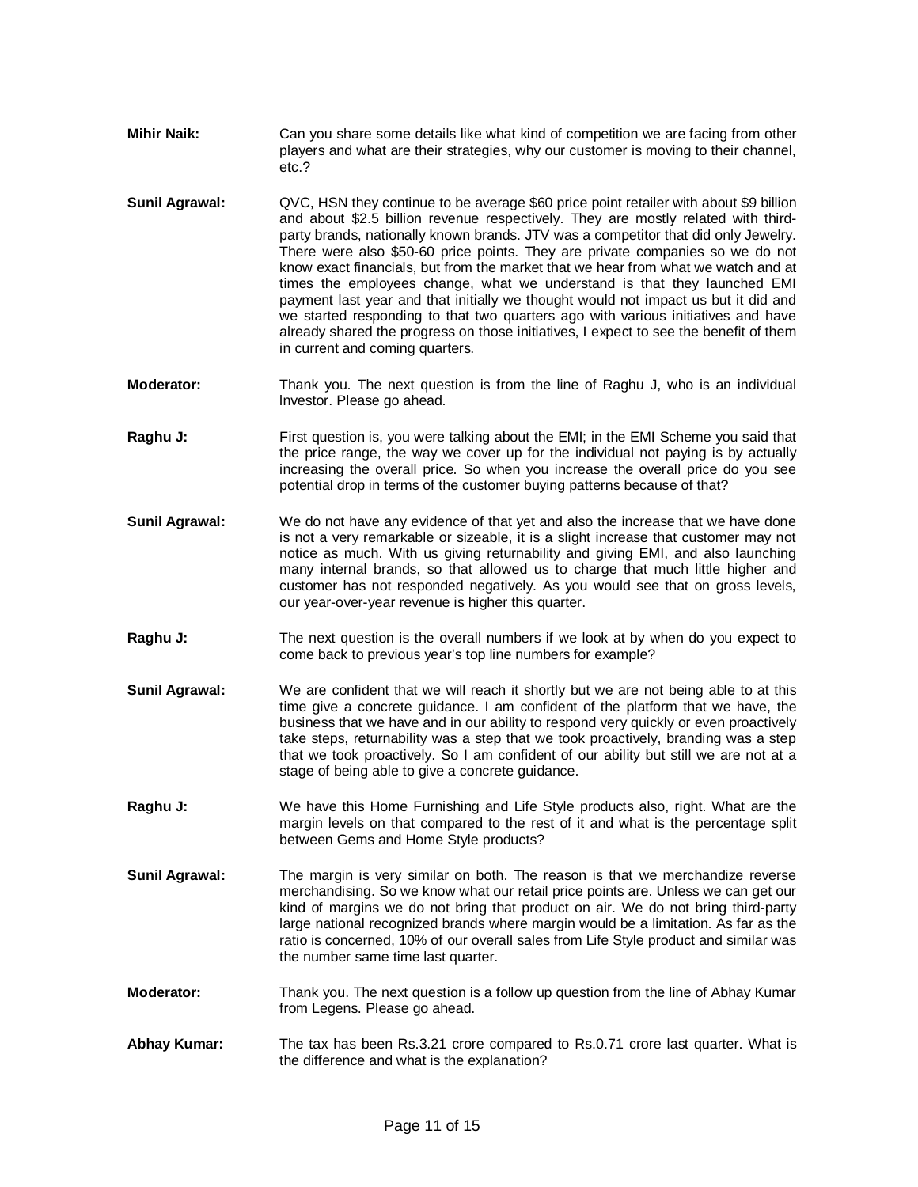**Mihir Naik:** Can you share some details like what kind of competition we are facing from other players and what are their strategies, why our customer is moving to their channel, etc.?

**Sunil Agrawal:** QVC, HSN they continue to be average $60 price point retailer with about $9 billion and about $2.5 billion revenue respectively. They are mostly related with third-party brands, nationally known brands. JTV was a competitor that did only Jewelry. There were also $50-60 price points. They are private companies so we do not know exact financials, but from the market that we hear from what we watch and at times the employees change, what we understand is that they launched EMI payment last year and that initially we thought would not impact us but it did and we started responding to that two quarters ago with various initiatives and have already shared the progress on those initiatives, I expect to see the benefit of them in current and coming quarters.

**Moderator:** Thank you. The next question is from the line of Raghu J, who is an individual Investor. Please go ahead.

**Raghu J:** First question is, you were talking about the EMI; in the EMI Scheme you said that the price range, the way we cover up for the individual not paying is by actually increasing the overall price. So when you increase the overall price do you see potential drop in terms of the customer buying patterns because of that?

**Sunil Agrawal:** We do not have any evidence of that yet and also the increase that we have done is not a very remarkable or sizeable, it is a slight increase that customer may not notice as much. With us giving returnability and giving EMI, and also launching many internal brands, so that allowed us to charge that much little higher and customer has not responded negatively. As you would see that on gross levels, our year-over-year revenue is higher this quarter.

**Raghu J:** The next question is the overall numbers if we look at by when do you expect to come back to previous year's top line numbers for example?

**Sunil Agrawal:** We are confident that we will reach it shortly but we are not being able to at this time give a concrete guidance. I am confident of the platform that we have, the business that we have and in our ability to respond very quickly or even proactively take steps, returnability was a step that we took proactively, branding was a step that we took proactively. So I am confident of our ability but still we are not at a stage of being able to give a concrete guidance.

**Raghu J:** We have this Home Furnishing and Life Style products also, right. What are the margin levels on that compared to the rest of it and what is the percentage split between Gems and Home Style products?

**Sunil Agrawal:** The margin is very similar on both. The reason is that we merchandize reverse merchandising. So we know what our retail price points are. Unless we can get our kind of margins we do not bring that product on air. We do not bring third-party large national recognized brands where margin would be a limitation. As far as the ratio is concerned, 10% of our overall sales from Life Style product and similar was the number same time last quarter.

**Moderator:** Thank you. The next question is a follow up question from the line of Abhay Kumar from Legens. Please go ahead.

**Abhay Kumar:** The tax has been Rs.3.21 crore compared to Rs.0.71 crore last quarter. What is the difference and what is the explanation?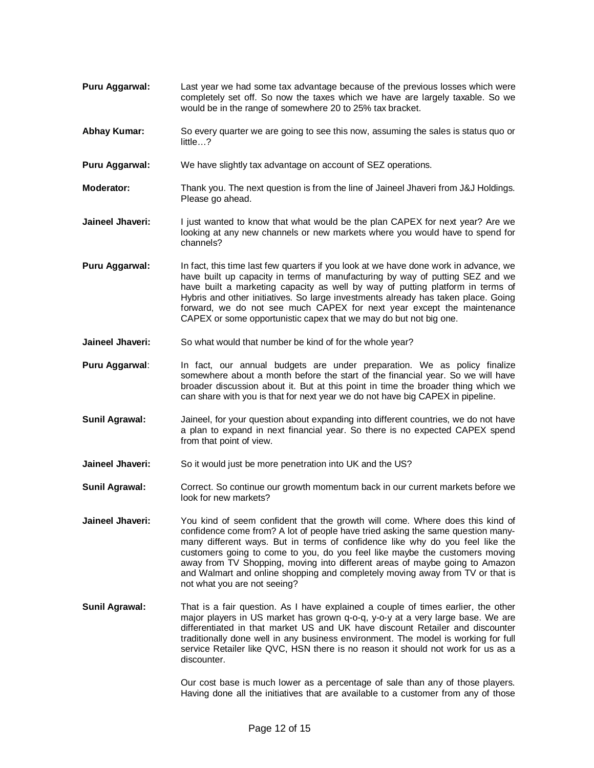**Puru Aggarwal:** Last year we had some tax advantage because of the previous losses which were completely set off. So now the taxes which we have are largely taxable. So we would be in the range of somewhere 20 to 25% tax bracket.

**Abhay Kumar:** So every quarter we are going to see this now, assuming the sales is status quo or little…?

**Puru Aggarwal:** We have slightly tax advantage on account of SEZ operations.

**Moderator:** Thank you. The next question is from the line of Jaineel Jhaveri from J&J Holdings. Please go ahead.

**Jaineel Jhaveri:** I just wanted to know that what would be the plan CAPEX for next year? Are we looking at any new channels or new markets where you would have to spend for channels?

**Puru Aggarwal:** In fact, this time last few quarters if you look at we have done work in advance, we have built up capacity in terms of manufacturing by way of putting SEZ and we have built a marketing capacity as well by way of putting platform in terms of Hybris and other initiatives. So large investments already has taken place. Going forward, we do not see much CAPEX for next year except the maintenance CAPEX or some opportunistic capex that we may do but not big one.

**Jaineel Jhaveri:** So what would that number be kind of for the whole year?

**Puru Aggarwal**: In fact, our annual budgets are under preparation. We as policy finalize somewhere about a month before the start of the financial year. So we will have broader discussion about it. But at this point in time the broader thing which we can share with you is that for next year we do not have big CAPEX in pipeline.

**Sunil Agrawal:** Jaineel, for your question about expanding into different countries, we do not have a plan to expand in next financial year. So there is no expected CAPEX spend from that point of view.

**Jaineel Jhaveri:** So it would just be more penetration into UK and the US?

**Sunil Agrawal:** Correct. So continue our growth momentum back in our current markets before we look for new markets?

**Jaineel Jhaveri:** You kind of seem confident that the growth will come. Where does this kind of confidence come from? A lot of people have tried asking the same question many-many different ways. But in terms of confidence like why do you feel like the customers going to come to you, do you feel like maybe the customers moving away from TV Shopping, moving into different areas of maybe going to Amazon and Walmart and online shopping and completely moving away from TV or that is not what you are not seeing?

**Sunil Agrawal:** That is a fair question. As I have explained a couple of times earlier, the other major players in US market has grown q-o-q, y-o-y at a very large base. We are differentiated in that market US and UK have discount Retailer and discounter traditionally done well in any business environment. The model is working for full service Retailer like QVC, HSN there is no reason it should not work for us as a discounter.

Our cost base is much lower as a percentage of sale than any of those players. Having done all the initiatives that are available to a customer from any of those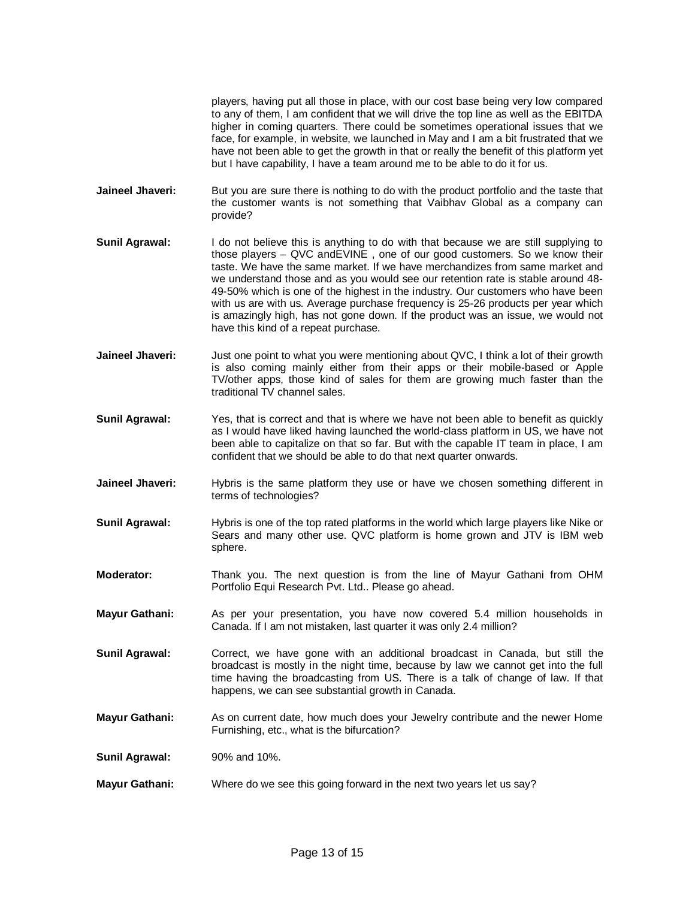players, having put all those in place, with our cost base being very low compared to any of them, I am confident that we will drive the top line as well as the EBITDA higher in coming quarters. There could be sometimes operational issues that we face, for example, in website, we launched in May and I am a bit frustrated that we have not been able to get the growth in that or really the benefit of this platform yet but I have capability, I have a team around me to be able to do it for us.

**Jaineel Jhaveri:** But you are sure there is nothing to do with the product portfolio and the taste that the customer wants is not something that Vaibhav Global as a company can provide?

**Sunil Agrawal:** I do not believe this is anything to do with that because we are still supplying to those players – QVC andEVINE , one of our good customers. So we know their taste. We have the same market. If we have merchandizes from same market and we understand those and as you would see our retention rate is stable around 48-49-50% which is one of the highest in the industry. Our customers who have been with us are with us. Average purchase frequency is 25-26 products per year which is amazingly high, has not gone down. If the product was an issue, we would not have this kind of a repeat purchase.

**Jaineel Jhaveri:** Just one point to what you were mentioning about QVC, I think a lot of their growth is also coming mainly either from their apps or their mobile-based or Apple TV/other apps, those kind of sales for them are growing much faster than the traditional TV channel sales.

**Sunil Agrawal:** Yes, that is correct and that is where we have not been able to benefit as quickly as I would have liked having launched the world-class platform in US, we have not been able to capitalize on that so far. But with the capable IT team in place, I am confident that we should be able to do that next quarter onwards.

**Jaineel Jhaveri:** Hybris is the same platform they use or have we chosen something different in terms of technologies?

**Sunil Agrawal:** Hybris is one of the top rated platforms in the world which large players like Nike or Sears and many other use. QVC platform is home grown and JTV is IBM web sphere.

**Moderator:** Thank you. The next question is from the line of Mayur Gathani from OHM Portfolio Equi Research Pvt. Ltd.. Please go ahead.

**Mayur Gathani:** As per your presentation, you have now covered 5.4 million households in Canada. If I am not mistaken, last quarter it was only 2.4 million?

**Sunil Agrawal:** Correct, we have gone with an additional broadcast in Canada, but still the broadcast is mostly in the night time, because by law we cannot get into the full time having the broadcasting from US. There is a talk of change of law. If that happens, we can see substantial growth in Canada.

**Mayur Gathani:** As on current date, how much does your Jewelry contribute and the newer Home Furnishing, etc., what is the bifurcation?

**Sunil Agrawal:** 90% and 10%.

**Mayur Gathani:** Where do we see this going forward in the next two years let us say?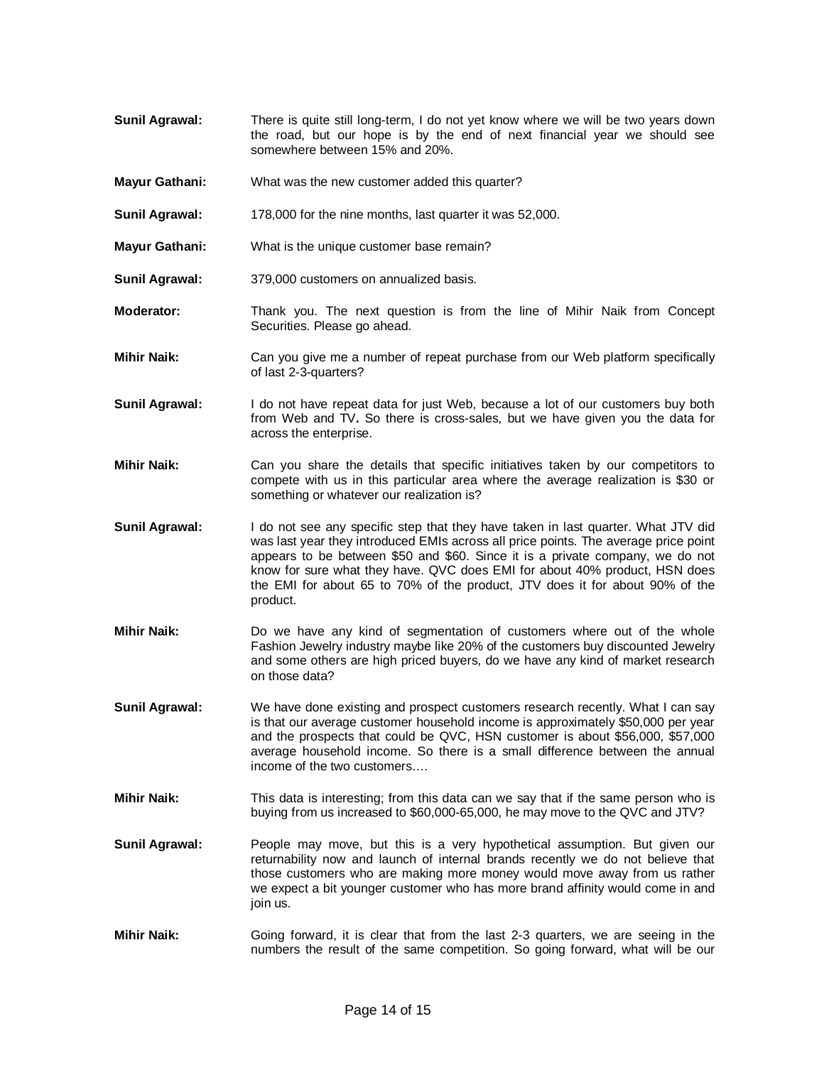**Sunil Agrawal:** There is quite still long-term, I do not yet know where we will be two years down the road, but our hope is by the end of next financial year we should see somewhere between 15% and 20%.

**Mayur Gathani:** What was the new customer added this quarter?

**Sunil Agrawal:** 178,000 for the nine months, last quarter it was 52,000.

**Mayur Gathani:** What is the unique customer base remain?

**Sunil Agrawal:** 379,000 customers on annualized basis.

**Moderator:** Thank you. The next question is from the line of Mihir Naik from Concept Securities. Please go ahead.

**Mihir Naik:** Can you give me a number of repeat purchase from our Web platform specifically of last 2-3-quarters?

**Sunil Agrawal:** I do not have repeat data for just Web, because a lot of our customers buy both from Web and TV**.** So there is cross-sales, but we have given you the data for across the enterprise.

**Mihir Naik:** Can you share the details that specific initiatives taken by our competitors to compete with us in this particular area where the average realization is $30 or something or whatever our realization is?

**Sunil Agrawal:** I do not see any specific step that they have taken in last quarter. What JTV did was last year they introduced EMIs across all price points. The average price point appears to be between $50 and $60. Since it is a private company, we do not know for sure what they have. QVC does EMI for about 40% product, HSN does the EMI for about 65 to 70% of the product, JTV does it for about 90% of the product.

**Mihir Naik:** Do we have any kind of segmentation of customers where out of the whole Fashion Jewelry industry maybe like 20% of the customers buy discounted Jewelry and some others are high priced buyers, do we have any kind of market research on those data?

**Sunil Agrawal:** We have done existing and prospect customers research recently. What I can say is that our average customer household income is approximately $50,000 per year and the prospects that could be QVC, HSN customer is about $56,000, $57,000 average household income. So there is a small difference between the annual income of the two customers….

**Mihir Naik:** This data is interesting; from this data can we say that if the same person who is buying from us increased to $60,000-65,000, he may move to the QVC and JTV?

**Sunil Agrawal:** People may move, but this is a very hypothetical assumption. But given our returnability now and launch of internal brands recently we do not believe that those customers who are making more money would move away from us rather we expect a bit younger customer who has more brand affinity would come in and join us.

**Mihir Naik:** Going forward, it is clear that from the last 2-3 quarters, we are seeing in the numbers the result of the same competition. So going forward, what will be our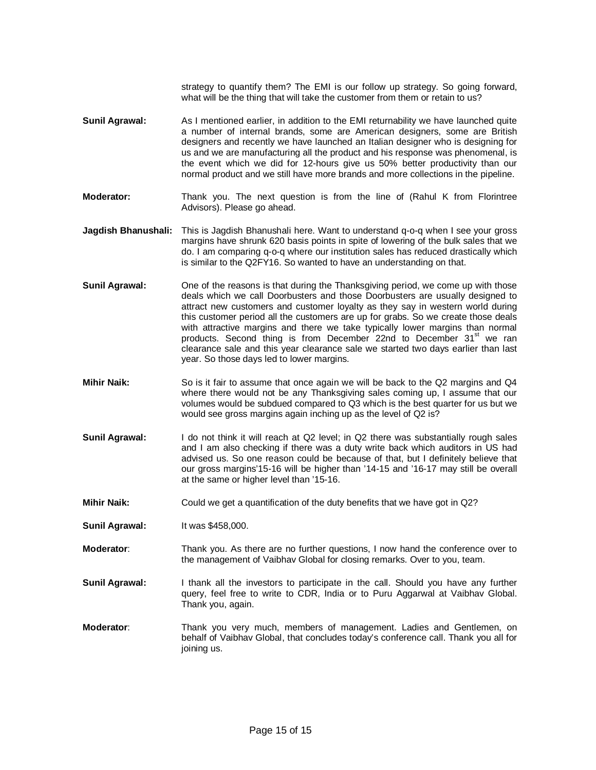strategy to quantify them? The EMI is our follow up strategy. So going forward, what will be the thing that will take the customer from them or retain to us?

**Sunil Agrawal:** As I mentioned earlier, in addition to the EMI returnability we have launched quite a number of internal brands, some are American designers, some are British designers and recently we have launched an Italian designer who is designing for us and we are manufacturing all the product and his response was phenomenal, is the event which we did for 12-hours give us 50% better productivity than our normal product and we still have more brands and more collections in the pipeline.

**Moderator:** Thank you. The next question is from the line of (Rahul K from Florintree Advisors). Please go ahead.

**Jagdish Bhanushali:** This is Jagdish Bhanushali here. Want to understand q-o-q when I see your gross margins have shrunk 620 basis points in spite of lowering of the bulk sales that we do. I am comparing q-o-q where our institution sales has reduced drastically which is similar to the Q2FY16. So wanted to have an understanding on that.

**Sunil Agrawal:** One of the reasons is that during the Thanksgiving period, we come up with those deals which we call Doorbusters and those Doorbusters are usually designed to attract new customers and customer loyalty as they say in western world during this customer period all the customers are up for grabs. So we create those deals with attractive margins and there we take typically lower margins than normal products. Second thing is from December 22nd to December 31st we ran clearance sale and this year clearance sale we started two days earlier than last year. So those days led to lower margins.

**Mihir Naik:** So is it fair to assume that once again we will be back to the Q2 margins and Q4 where there would not be any Thanksgiving sales coming up, I assume that our volumes would be subdued compared to Q3 which is the best quarter for us but we would see gross margins again inching up as the level of Q2 is?

**Sunil Agrawal:** I do not think it will reach at Q2 level; in Q2 there was substantially rough sales and I am also checking if there was a duty write back which auditors in US had advised us. So one reason could be because of that, but I definitely believe that our gross margins'15-16 will be higher than '14-15 and '16-17 may still be overall at the same or higher level than '15-16.

**Mihir Naik:** Could we get a quantification of the duty benefits that we have got in Q2?

**Sunil Agrawal:** It was $458,000.

**Moderator**: Thank you. As there are no further questions, I now hand the conference over to the management of Vaibhav Global for closing remarks. Over to you, team.

**Sunil Agrawal:** I thank all the investors to participate in the call. Should you have any further query, feel free to write to CDR, India or to Puru Aggarwal at Vaibhav Global. Thank you, again.

**Moderator**: Thank you very much, members of management. Ladies and Gentlemen, on behalf of Vaibhav Global, that concludes today's conference call. Thank you all for joining us.